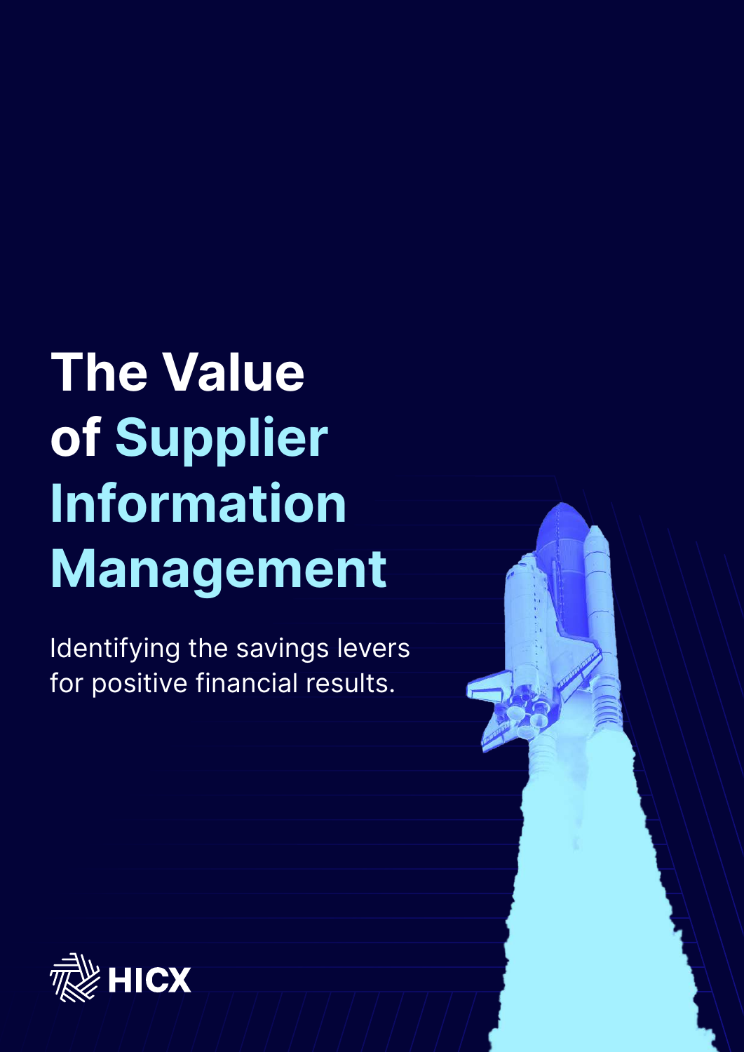# The Value of Supplier Information Management

Identifying the savings levers for positive financial results.

HICX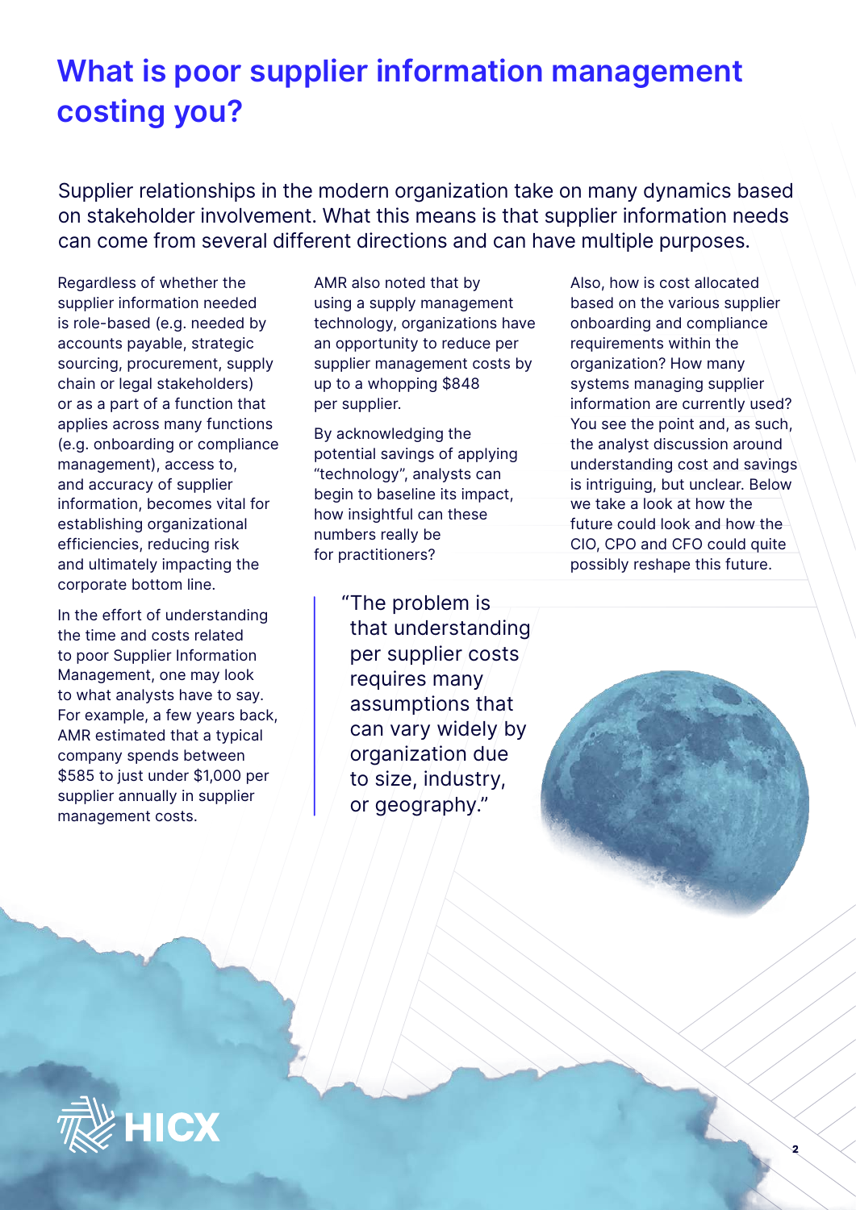# What is poor supplier information management costing you?

Supplier relationships in the modern organization take on many dynamics based on stakeholder involvement. What this means is that supplier information needs can come from several different directions and can have multiple purposes.

Regardless of whether the supplier information needed is role-based (e.g. needed by accounts payable, strategic sourcing, procurement, supply chain or legal stakeholders) or as a part of a function that applies across many functions (e.g. onboarding or compliance management), access to, and accuracy of supplier information, becomes vital for establishing organizational efficiencies, reducing risk and ultimately impacting the corporate bottom line.

In the effort of understanding the time and costs related to poor Supplier Information Management, one may look to what analysts have to say. For example, a few years back, AMR estimated that a typical company spends between $585 to just under $1,000 per supplier annually in supplier management costs.

AMR also noted that by using a supply management technology, organizations have an opportunity to reduce per supplier management costs by up to a whopping $848 per supplier.

By acknowledging the potential savings of applying "technology", analysts can begin to baseline its impact, how insightful can these numbers really be for practitioners?

> "The problem is that understanding per supplier costs requires many assumptions that can vary widely by organization due to size, industry, or geography."

Also, how is cost allocated based on the various supplier onboarding and compliance requirements within the organization? How many systems managing supplier information are currently used? You see the point and, as such, the analyst discussion around understanding cost and savings is intriguing, but unclear. Below we take a look at how the future could look and how the CIO, CPO and CFO could quite possibly reshape this future.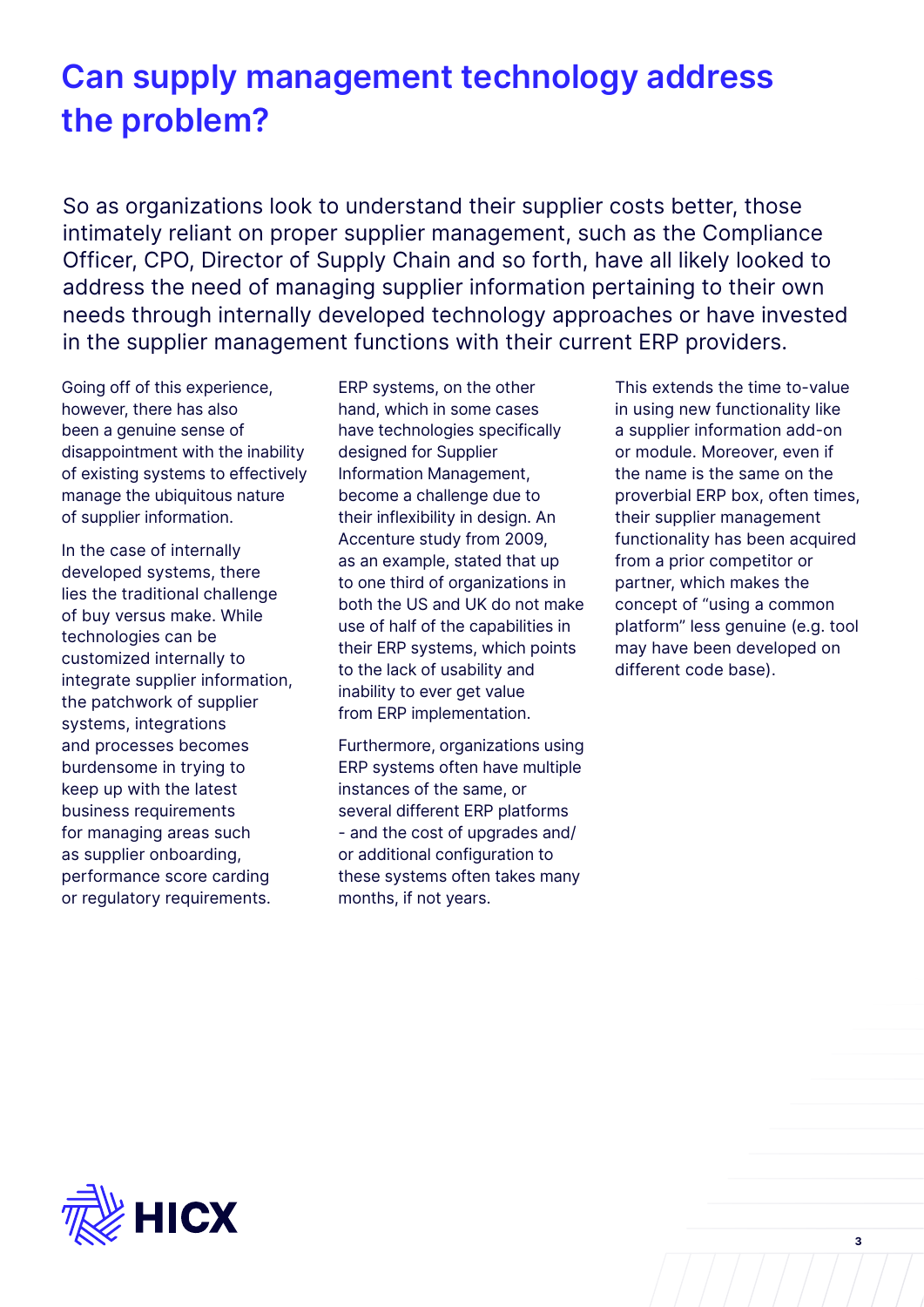# Can supply management technology address the problem?

So as organizations look to understand their supplier costs better, those intimately reliant on proper supplier management, such as the Compliance Officer, CPO, Director of Supply Chain and so forth, have all likely looked to address the need of managing supplier information pertaining to their own needs through internally developed technology approaches or have invested in the supplier management functions with their current ERP providers.

Going off of this experience, however, there has also been a genuine sense of disappointment with the inability of existing systems to effectively manage the ubiquitous nature of supplier information.

In the case of internally developed systems, there lies the traditional challenge of buy versus make. While technologies can be customized internally to integrate supplier information, the patchwork of supplier systems, integrations and processes becomes burdensome in trying to keep up with the latest business requirements for managing areas such as supplier onboarding, performance score carding or regulatory requirements.

ERP systems, on the other hand, which in some cases have technologies specifically designed for Supplier Information Management, become a challenge due to their inflexibility in design. An Accenture study from 2009, as an example, stated that up to one third of organizations in both the US and UK do not make use of half of the capabilities in their ERP systems, which points to the lack of usability and inability to ever get value from ERP implementation.

Furthermore, organizations using ERP systems often have multiple instances of the same, or several different ERP platforms - and the cost of upgrades and/or additional configuration to these systems often takes many months, if not years.

This extends the time to-value in using new functionality like a supplier information add-on or module. Moreover, even if the name is the same on the proverbial ERP box, often times, their supplier management functionality has been acquired from a prior competitor or partner, which makes the concept of "using a common platform" less genuine (e.g. tool may have been developed on different code base).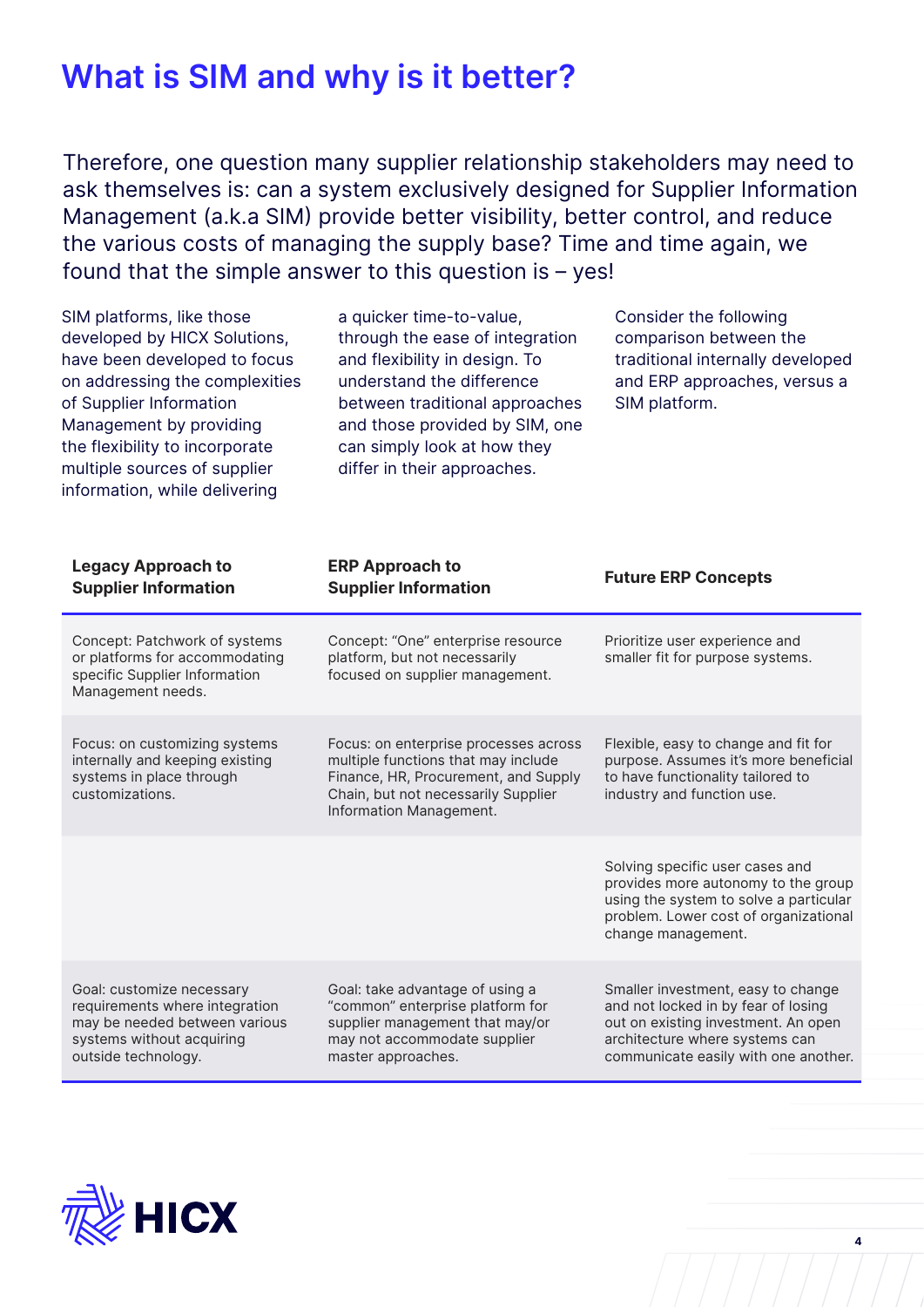# What is SIM and why is it better?

Therefore, one question many supplier relationship stakeholders may need to ask themselves is: can a system exclusively designed for Supplier Information Management (a.k.a SIM) provide better visibility, better control, and reduce the various costs of managing the supply base? Time and time again, we found that the simple answer to this question is – yes!

SIM platforms, like those developed by HICX Solutions, have been developed to focus on addressing the complexities of Supplier Information Management by providing the flexibility to incorporate multiple sources of supplier information, while delivering a quicker time-to-value, through the ease of integration and flexibility in design. To understand the difference between traditional approaches and those provided by SIM, one can simply look at how they differ in their approaches.

Consider the following comparison between the traditional internally developed and ERP approaches, versus a SIM platform.

| Legacy Approach to Supplier Information | ERP Approach to Supplier Information | Future ERP Concepts |
| --- | --- | --- |
| Concept: Patchwork of systems or platforms for accommodating specific Supplier Information Management needs. | Concept: "One" enterprise resource platform, but not necessarily focused on supplier management. | Prioritize user experience and smaller fit for purpose systems. |
| Focus: on customizing systems internally and keeping existing systems in place through customizations. | Focus: on enterprise processes across multiple functions that may include Finance, HR, Procurement, and Supply Chain, but not necessarily Supplier Information Management. | Flexible, easy to change and fit for purpose. Assumes it's more beneficial to have functionality tailored to industry and function use. |
| | | Solving specific user cases and provides more autonomy to the group using the system to solve a particular problem. Lower cost of organizational change management. |
| Goal: customize necessary requirements where integration may be needed between various systems without acquiring outside technology. | Goal: take advantage of using a "common" enterprise platform for supplier management that may/or may not accommodate supplier master approaches. | Smaller investment, easy to change and not locked in by fear of losing out on existing investment. An open architecture where systems can communicate easily with one another. |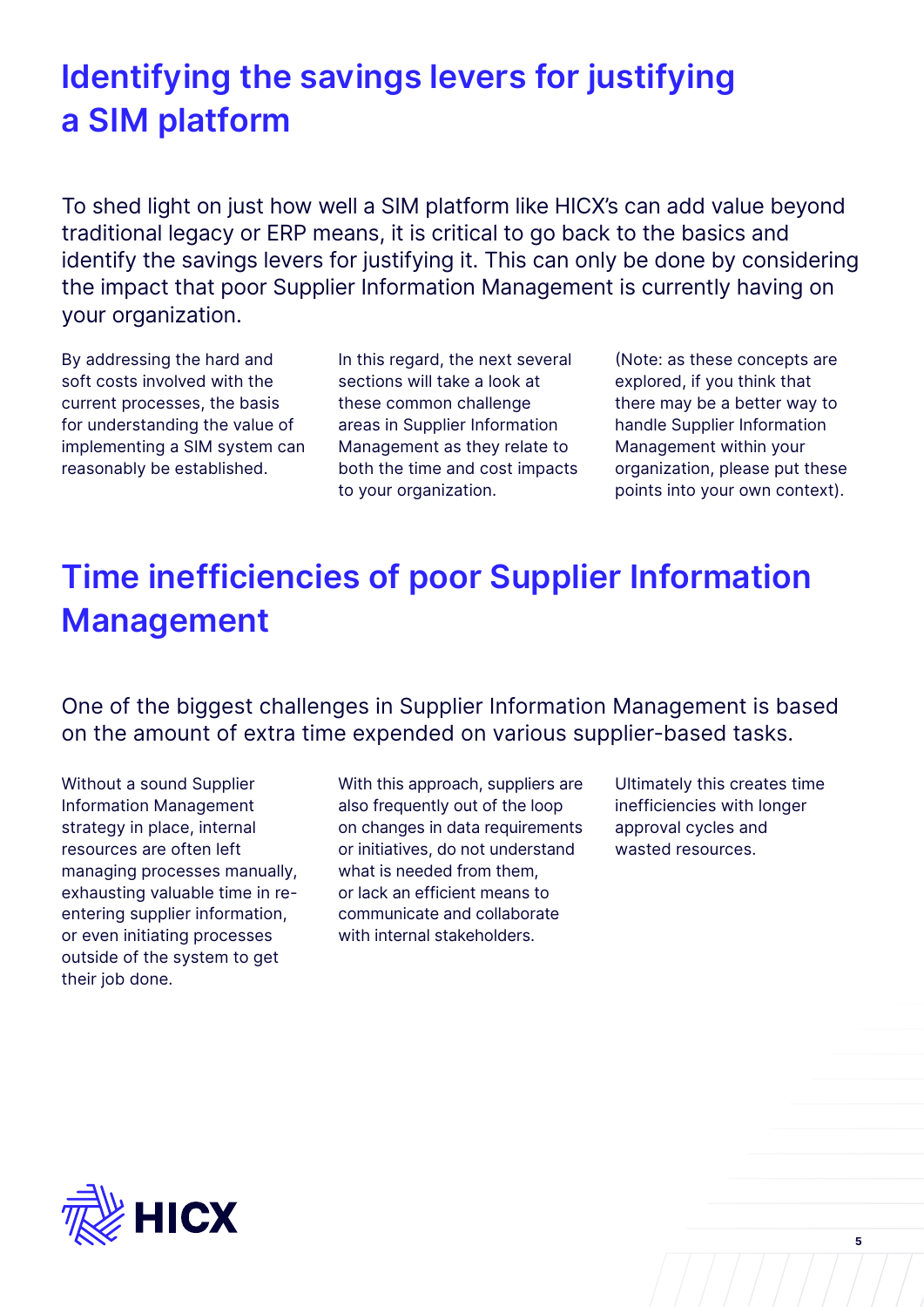# Identifying the savings levers for justifying a SIM platform

To shed light on just how well a SIM platform like HICX's can add value beyond traditional legacy or ERP means, it is critical to go back to the basics and identify the savings levers for justifying it. This can only be done by considering the impact that poor Supplier Information Management is currently having on your organization.

By addressing the hard and soft costs involved with the current processes, the basis for understanding the value of implementing a SIM system can reasonably be established.

In this regard, the next several sections will take a look at these common challenge areas in Supplier Information Management as they relate to both the time and cost impacts to your organization.

(Note: as these concepts are explored, if you think that there may be a better way to handle Supplier Information Management within your organization, please put these points into your own context).

# Time inefficiencies of poor Supplier Information Management

One of the biggest challenges in Supplier Information Management is based on the amount of extra time expended on various supplier-based tasks.

Without a sound Supplier Information Management strategy in place, internal resources are often left managing processes manually, exhausting valuable time in re-entering supplier information, or even initiating processes outside of the system to get their job done.

With this approach, suppliers are also frequently out of the loop on changes in data requirements or initiatives, do not understand what is needed from them, or lack an efficient means to communicate and collaborate with internal stakeholders.

Ultimately this creates time inefficiencies with longer approval cycles and wasted resources.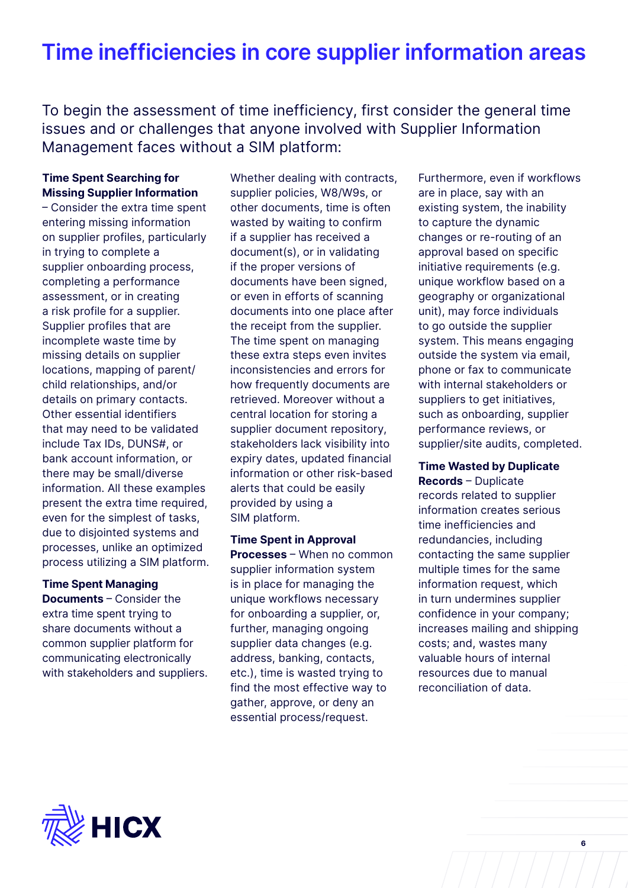# Time inefficiencies in core supplier information areas

To begin the assessment of time inefficiency, first consider the general time issues and or challenges that anyone involved with Supplier Information Management faces without a SIM platform:

**Time Spent Searching for Missing Supplier Information** – Consider the extra time spent entering missing information on supplier profiles, particularly in trying to complete a supplier onboarding process, completing a performance assessment, or in creating a risk profile for a supplier. Supplier profiles that are incomplete waste time by missing details on supplier locations, mapping of parent/child relationships, and/or details on primary contacts. Other essential identifiers that may need to be validated include Tax IDs, DUNS#, or bank account information, or there may be small/diverse information. All these examples present the extra time required, even for the simplest of tasks, due to disjointed systems and processes, unlike an optimized process utilizing a SIM platform.

**Time Spent Managing Documents** – Consider the extra time spent trying to share documents without a common supplier platform for communicating electronically with stakeholders and suppliers. Whether dealing with contracts, supplier policies, W8/W9s, or other documents, time is often wasted by waiting to confirm if a supplier has received a document(s), or in validating if the proper versions of documents have been signed, or even in efforts of scanning documents into one place after the receipt from the supplier. The time spent on managing these extra steps even invites inconsistencies and errors for how frequently documents are retrieved. Moreover without a central location for storing a supplier document repository, stakeholders lack visibility into expiry dates, updated financial information or other risk-based alerts that could be easily provided by using a SIM platform.

**Time Spent in Approval Processes** – When no common supplier information system is in place for managing the unique workflows necessary for onboarding a supplier, or, further, managing ongoing supplier data changes (e.g. address, banking, contacts, etc.), time is wasted trying to find the most effective way to gather, approve, or deny an essential process/request. Furthermore, even if workflows are in place, say with an existing system, the inability to capture the dynamic changes or re-routing of an approval based on specific initiative requirements (e.g. unique workflow based on a geography or organizational unit), may force individuals to go outside the supplier system. This means engaging outside the system via email, phone or fax to communicate with internal stakeholders or suppliers to get initiatives, such as onboarding, supplier performance reviews, or supplier/site audits, completed.

**Time Wasted by Duplicate Records** – Duplicate records related to supplier information creates serious time inefficiencies and redundancies, including contacting the same supplier multiple times for the same information request, which in turn undermines supplier confidence in your company; increases mailing and shipping costs; and, wastes many valuable hours of internal resources due to manual reconciliation of data.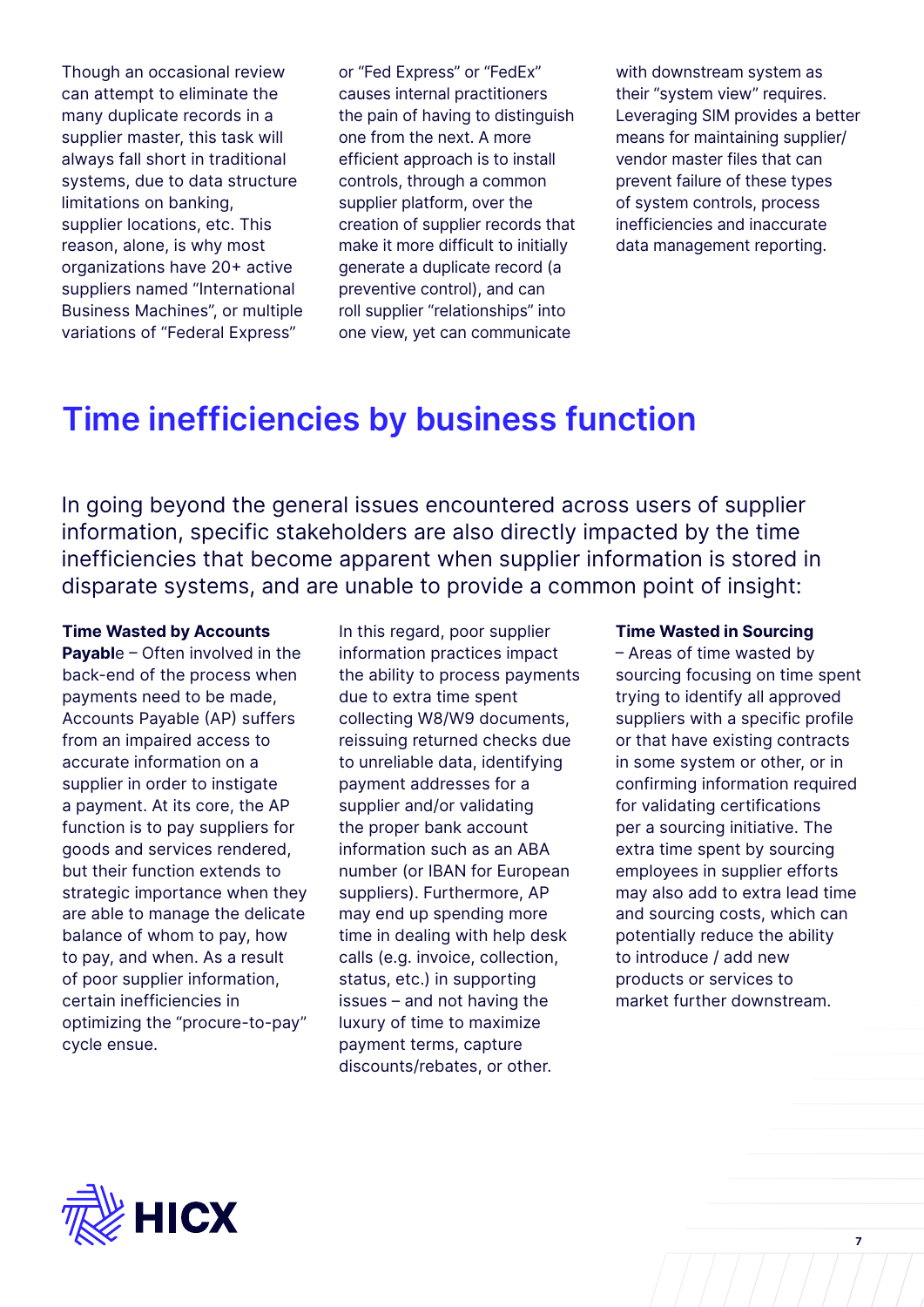Though an occasional review can attempt to eliminate the many duplicate records in a supplier master, this task will always fall short in traditional systems, due to data structure limitations on banking, supplier locations, etc. This reason, alone, is why most organizations have 20+ active suppliers named "International Business Machines", or multiple variations of "Federal Express" or "Fed Express" or "FedEx" causes internal practitioners the pain of having to distinguish one from the next. A more efficient approach is to install controls, through a common supplier platform, over the creation of supplier records that make it more difficult to initially generate a duplicate record (a preventive control), and can roll supplier "relationships" into one view, yet can communicate with downstream system as their "system view" requires. Leveraging SIM provides a better means for maintaining supplier/vendor master files that can prevent failure of these types of system controls, process inefficiencies and inaccurate data management reporting.

## Time inefficiencies by business function

In going beyond the general issues encountered across users of supplier information, specific stakeholders are also directly impacted by the time inefficiencies that become apparent when supplier information is stored in disparate systems, and are unable to provide a common point of insight:

**Time Wasted by Accounts Payabl**e – Often involved in the back-end of the process when payments need to be made, Accounts Payable (AP) suffers from an impaired access to accurate information on a supplier in order to instigate a payment. At its core, the AP function is to pay suppliers for goods and services rendered, but their function extends to strategic importance when they are able to manage the delicate balance of whom to pay, how to pay, and when. As a result of poor supplier information, certain inefficiencies in optimizing the "procure-to-pay" cycle ensue. In this regard, poor supplier information practices impact the ability to process payments due to extra time spent collecting W8/W9 documents, reissuing returned checks due to unreliable data, identifying payment addresses for a supplier and/or validating the proper bank account information such as an ABA number (or IBAN for European suppliers). Furthermore, AP may end up spending more time in dealing with help desk calls (e.g. invoice, collection, status, etc.) in supporting issues – and not having the luxury of time to maximize payment terms, capture discounts/rebates, or other.

**Time Wasted in Sourcing** – Areas of time wasted by sourcing focusing on time spent trying to identify all approved suppliers with a specific profile or that have existing contracts in some system or other, or in confirming information required for validating certifications per a sourcing initiative. The extra time spent by sourcing employees in supplier efforts may also add to extra lead time and sourcing costs, which can potentially reduce the ability to introduce / add new products or services to market further downstream.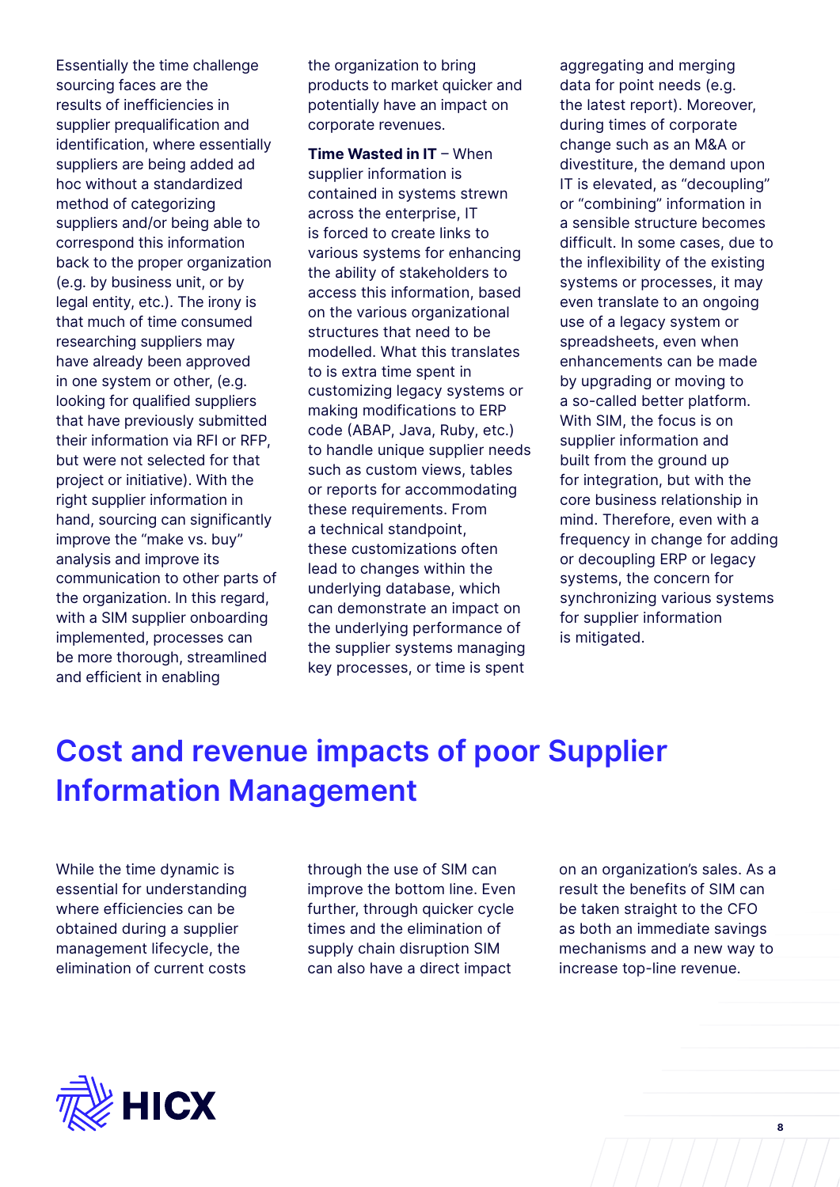Essentially the time challenge sourcing faces are the results of inefficiencies in supplier prequalification and identification, where essentially suppliers are being added ad hoc without a standardized method of categorizing suppliers and/or being able to correspond this information back to the proper organization (e.g. by business unit, or by legal entity, etc.). The irony is that much of time consumed researching suppliers may have already been approved in one system or other, (e.g. looking for qualified suppliers that have previously submitted their information via RFI or RFP, but were not selected for that project or initiative). With the right supplier information in hand, sourcing can significantly improve the "make vs. buy" analysis and improve its communication to other parts of the organization. In this regard, with a SIM supplier onboarding implemented, processes can be more thorough, streamlined and efficient in enabling the organization to bring products to market quicker and potentially have an impact on corporate revenues.

**Time Wasted in IT** – When supplier information is contained in systems strewn across the enterprise, IT is forced to create links to various systems for enhancing the ability of stakeholders to access this information, based on the various organizational structures that need to be modelled. What this translates to is extra time spent in customizing legacy systems or making modifications to ERP code (ABAP, Java, Ruby, etc.) to handle unique supplier needs such as custom views, tables or reports for accommodating these requirements. From a technical standpoint, these customizations often lead to changes within the underlying database, which can demonstrate an impact on the underlying performance of the supplier systems managing key processes, or time is spent aggregating and merging data for point needs (e.g. the latest report). Moreover, during times of corporate change such as an M&A or divestiture, the demand upon IT is elevated, as "decoupling" or "combining" information in a sensible structure becomes difficult. In some cases, due to the inflexibility of the existing systems or processes, it may even translate to an ongoing use of a legacy system or spreadsheets, even when enhancements can be made by upgrading or moving to a so-called better platform. With SIM, the focus is on supplier information and built from the ground up for integration, but with the core business relationship in mind. Therefore, even with a frequency in change for adding or decoupling ERP or legacy systems, the concern for synchronizing various systems for supplier information is mitigated.

# Cost and revenue impacts of poor Supplier Information Management

While the time dynamic is essential for understanding where efficiencies can be obtained during a supplier management lifecycle, the elimination of current costs through the use of SIM can improve the bottom line. Even further, through quicker cycle times and the elimination of supply chain disruption SIM can also have a direct impact on an organization's sales. As a result the benefits of SIM can be taken straight to the CFO as both an immediate savings mechanisms and a new way to increase top-line revenue.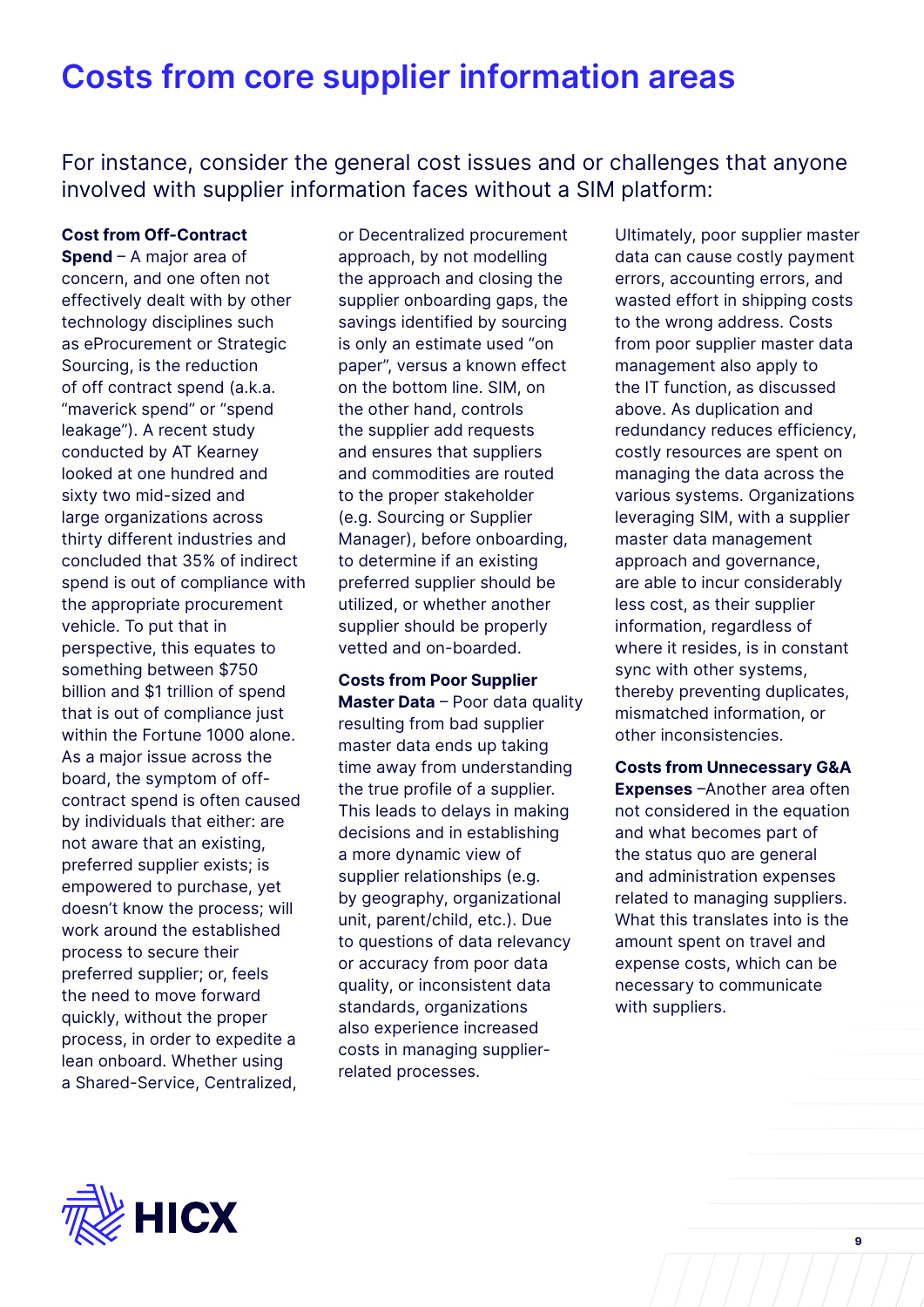# Costs from core supplier information areas

For instance, consider the general cost issues and or challenges that anyone involved with supplier information faces without a SIM platform:

**Cost from Off-Contract Spend** – A major area of concern, and one often not effectively dealt with by other technology disciplines such as eProcurement or Strategic Sourcing, is the reduction of off contract spend (a.k.a. "maverick spend" or "spend leakage"). A recent study conducted by AT Kearney looked at one hundred and sixty two mid-sized and large organizations across thirty different industries and concluded that 35% of indirect spend is out of compliance with the appropriate procurement vehicle. To put that in perspective, this equates to something between $750 billion and $1 trillion of spend that is out of compliance just within the Fortune 1000 alone. As a major issue across the board, the symptom of off-contract spend is often caused by individuals that either: are not aware that an existing, preferred supplier exists; is empowered to purchase, yet doesn't know the process; will work around the established process to secure their preferred supplier; or, feels the need to move forward quickly, without the proper process, in order to expedite a lean onboard. Whether using a Shared-Service, Centralized, or Decentralized procurement approach, by not modelling the approach and closing the supplier onboarding gaps, the savings identified by sourcing is only an estimate used "on paper", versus a known effect on the bottom line. SIM, on the other hand, controls the supplier add requests and ensures that suppliers and commodities are routed to the proper stakeholder (e.g. Sourcing or Supplier Manager), before onboarding, to determine if an existing preferred supplier should be utilized, or whether another supplier should be properly vetted and on-boarded.

**Costs from Poor Supplier Master Data** – Poor data quality resulting from bad supplier master data ends up taking time away from understanding the true profile of a supplier. This leads to delays in making decisions and in establishing a more dynamic view of supplier relationships (e.g. by geography, organizational unit, parent/child, etc.). Due to questions of data relevancy or accuracy from poor data quality, or inconsistent data standards, organizations also experience increased costs in managing supplier-related processes.

Ultimately, poor supplier master data can cause costly payment errors, accounting errors, and wasted effort in shipping costs to the wrong address. Costs from poor supplier master data management also apply to the IT function, as discussed above. As duplication and redundancy reduces efficiency, costly resources are spent on managing the data across the various systems. Organizations leveraging SIM, with a supplier master data management approach and governance, are able to incur considerably less cost, as their supplier information, regardless of where it resides, is in constant sync with other systems, thereby preventing duplicates, mismatched information, or other inconsistencies.

**Costs from Unnecessary G&A Expenses** –Another area often not considered in the equation and what becomes part of the status quo are general and administration expenses related to managing suppliers. What this translates into is the amount spent on travel and expense costs, which can be necessary to communicate with suppliers.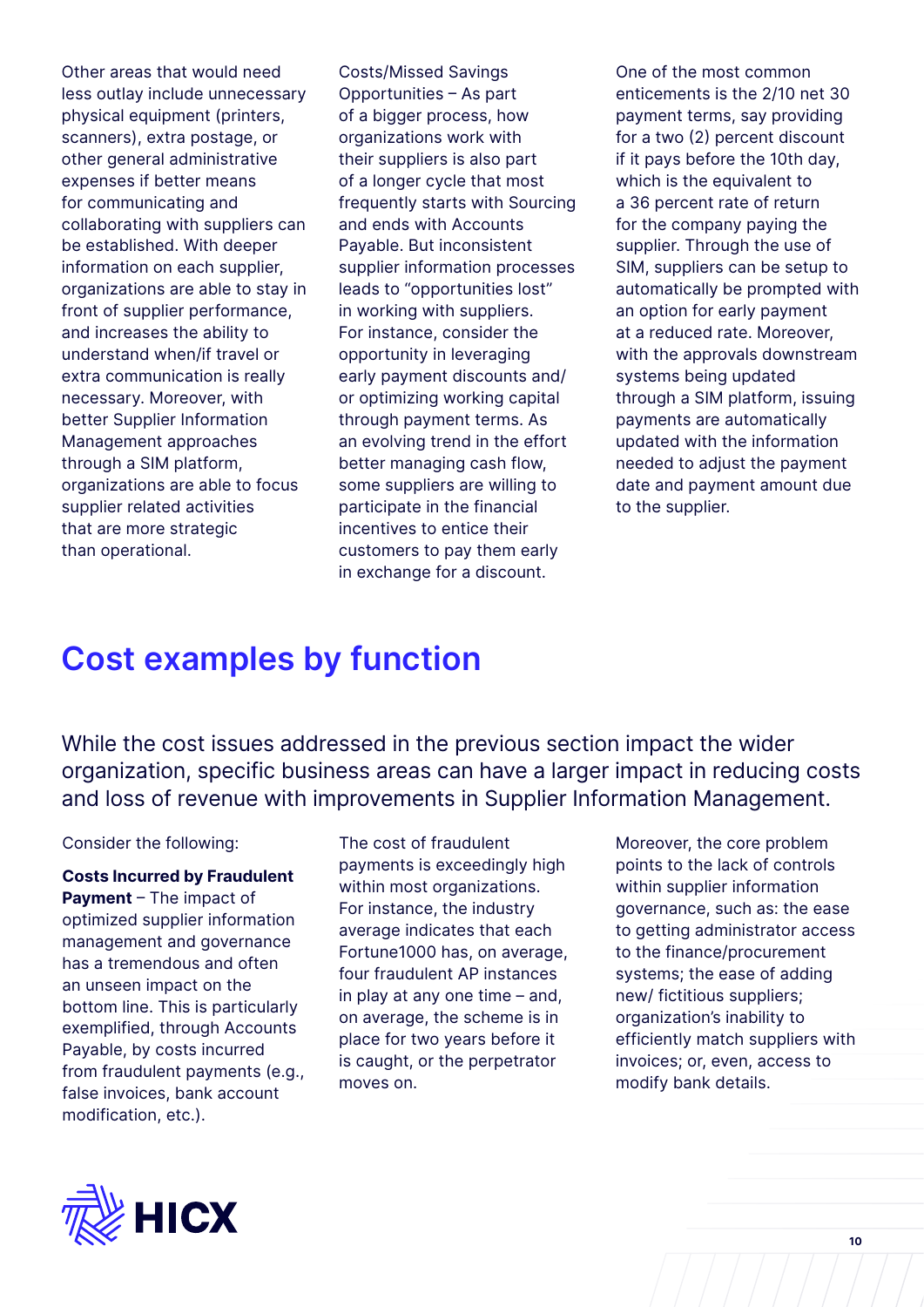Other areas that would need less outlay include unnecessary physical equipment (printers, scanners), extra postage, or other general administrative expenses if better means for communicating and collaborating with suppliers can be established. With deeper information on each supplier, organizations are able to stay in front of supplier performance, and increases the ability to understand when/if travel or extra communication is really necessary. Moreover, with better Supplier Information Management approaches through a SIM platform, organizations are able to focus supplier related activities that are more strategic than operational.

Costs/Missed Savings Opportunities – As part of a bigger process, how organizations work with their suppliers is also part of a longer cycle that most frequently starts with Sourcing and ends with Accounts Payable. But inconsistent supplier information processes leads to "opportunities lost" in working with suppliers. For instance, consider the opportunity in leveraging early payment discounts and/or optimizing working capital through payment terms. As an evolving trend in the effort better managing cash flow, some suppliers are willing to participate in the financial incentives to entice their customers to pay them early in exchange for a discount.

One of the most common enticements is the 2/10 net 30 payment terms, say providing for a two (2) percent discount if it pays before the 10th day, which is the equivalent to a 36 percent rate of return for the company paying the supplier. Through the use of SIM, suppliers can be setup to automatically be prompted with an option for early payment at a reduced rate. Moreover, with the approvals downstream systems being updated through a SIM platform, issuing payments are automatically updated with the information needed to adjust the payment date and payment amount due to the supplier.

# Cost examples by function

While the cost issues addressed in the previous section impact the wider organization, specific business areas can have a larger impact in reducing costs and loss of revenue with improvements in Supplier Information Management.

Consider the following:

**Costs Incurred by Fraudulent Payment** – The impact of optimized supplier information management and governance has a tremendous and often an unseen impact on the bottom line. This is particularly exemplified, through Accounts Payable, by costs incurred from fraudulent payments (e.g., false invoices, bank account modification, etc.).

The cost of fraudulent payments is exceedingly high within most organizations. For instance, the industry average indicates that each Fortune1000 has, on average, four fraudulent AP instances in play at any one time – and, on average, the scheme is in place for two years before it is caught, or the perpetrator moves on.

Moreover, the core problem points to the lack of controls within supplier information governance, such as: the ease to getting administrator access to the finance/procurement systems; the ease of adding new/ fictitious suppliers; organization's inability to efficiently match suppliers with invoices; or, even, access to modify bank details.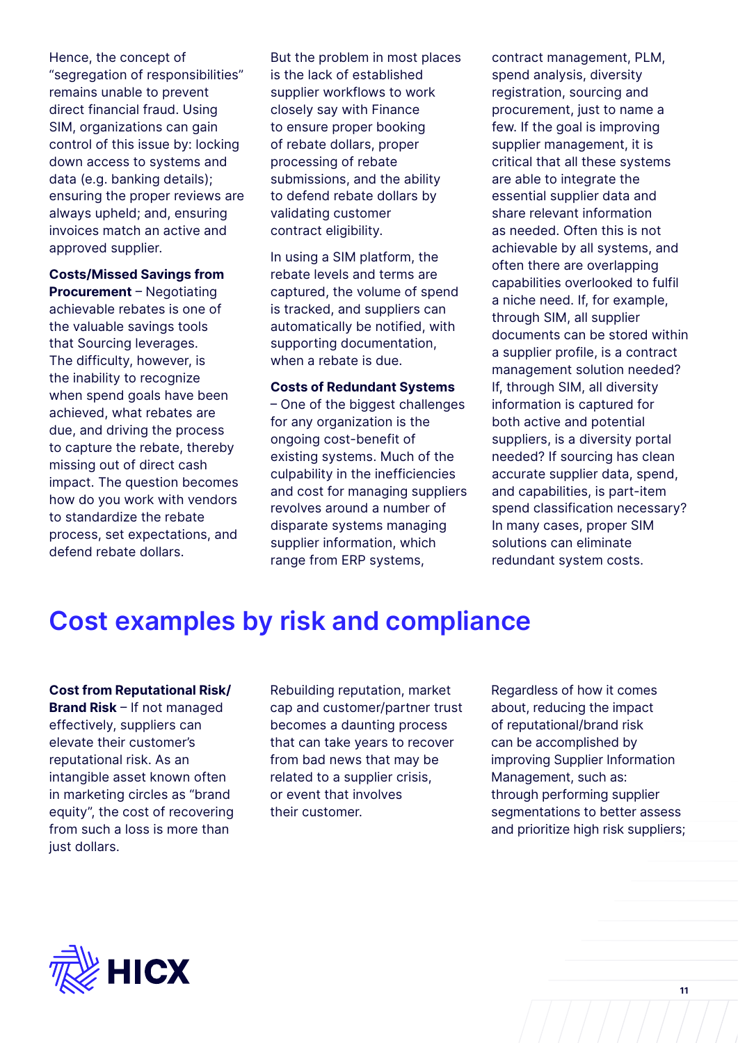Hence, the concept of "segregation of responsibilities" remains unable to prevent direct financial fraud. Using SIM, organizations can gain control of this issue by: locking down access to systems and data (e.g. banking details); ensuring the proper reviews are always upheld; and, ensuring invoices match an active and approved supplier.

**Costs/Missed Savings from Procurement** – Negotiating achievable rebates is one of the valuable savings tools that Sourcing leverages. The difficulty, however, is the inability to recognize when spend goals have been achieved, what rebates are due, and driving the process to capture the rebate, thereby missing out of direct cash impact. The question becomes how do you work with vendors to standardize the rebate process, set expectations, and defend rebate dollars.

But the problem in most places is the lack of established supplier workflows to work closely say with Finance to ensure proper booking of rebate dollars, proper processing of rebate submissions, and the ability to defend rebate dollars by validating customer contract eligibility.

In using a SIM platform, the rebate levels and terms are captured, the volume of spend is tracked, and suppliers can automatically be notified, with supporting documentation, when a rebate is due.

**Costs of Redundant Systems** – One of the biggest challenges for any organization is the ongoing cost-benefit of existing systems. Much of the culpability in the inefficiencies and cost for managing suppliers revolves around a number of disparate systems managing supplier information, which range from ERP systems, contract management, PLM, spend analysis, diversity registration, sourcing and procurement, just to name a few. If the goal is improving supplier management, it is critical that all these systems are able to integrate the essential supplier data and share relevant information as needed. Often this is not achievable by all systems, and often there are overlapping capabilities overlooked to fulfil a niche need. If, for example, through SIM, all supplier documents can be stored within a supplier profile, is a contract management solution needed? If, through SIM, all diversity information is captured for both active and potential suppliers, is a diversity portal needed? If sourcing has clean accurate supplier data, spend, and capabilities, is part-item spend classification necessary? In many cases, proper SIM solutions can eliminate redundant system costs.

## Cost examples by risk and compliance

**Cost from Reputational Risk/ Brand Risk** – If not managed effectively, suppliers can elevate their customer's reputational risk. As an intangible asset known often in marketing circles as "brand equity", the cost of recovering from such a loss is more than just dollars.

Rebuilding reputation, market cap and customer/partner trust becomes a daunting process that can take years to recover from bad news that may be related to a supplier crisis, or event that involves their customer.

Regardless of how it comes about, reducing the impact of reputational/brand risk can be accomplished by improving Supplier Information Management, such as: through performing supplier segmentations to better assess and prioritize high risk suppliers;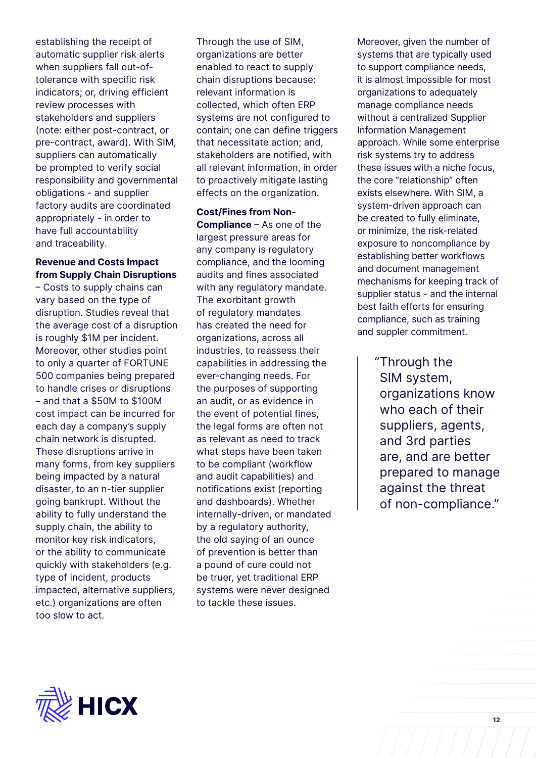establishing the receipt of automatic supplier risk alerts when suppliers fall out-of-tolerance with specific risk indicators; or, driving efficient review processes with stakeholders and suppliers (note: either post-contract, or pre-contract, award). With SIM, suppliers can automatically be prompted to verify social responsibility and governmental obligations - and supplier factory audits are coordinated appropriately - in order to have full accountability and traceability.

**Revenue and Costs Impact from Supply Chain Disruptions** – Costs to supply chains can vary based on the type of disruption. Studies reveal that the average cost of a disruption is roughly $1M per incident. Moreover, other studies point to only a quarter of FORTUNE 500 companies being prepared to handle crises or disruptions – and that a $50M to $100M cost impact can be incurred for each day a company's supply chain network is disrupted. These disruptions arrive in many forms, from key suppliers being impacted by a natural disaster, to an n-tier supplier going bankrupt. Without the ability to fully understand the supply chain, the ability to monitor key risk indicators, or the ability to communicate quickly with stakeholders (e.g. type of incident, products impacted, alternative suppliers, etc.) organizations are often too slow to act.

Through the use of SIM, organizations are better enabled to react to supply chain disruptions because: relevant information is collected, which often ERP systems are not configured to contain; one can define triggers that necessitate action; and, stakeholders are notified, with all relevant information, in order to proactively mitigate lasting effects on the organization.

**Cost/Fines from Non-Compliance** – As one of the largest pressure areas for any company is regulatory compliance, and the looming audits and fines associated with any regulatory mandate. The exorbitant growth of regulatory mandates has created the need for organizations, across all industries, to reassess their capabilities in addressing the ever-changing needs. For the purposes of supporting an audit, or as evidence in the event of potential fines, the legal forms are often not as relevant as need to track what steps have been taken to be compliant (workflow and audit capabilities) and notifications exist (reporting and dashboards). Whether internally-driven, or mandated by a regulatory authority, the old saying of an ounce of prevention is better than a pound of cure could not be truer, yet traditional ERP systems were never designed to tackle these issues.

Moreover, given the number of systems that are typically used to support compliance needs, it is almost impossible for most organizations to adequately manage compliance needs without a centralized Supplier Information Management approach. While some enterprise risk systems try to address these issues with a niche focus, the core "relationship" often exists elsewhere. With SIM, a system-driven approach can be created to fully eliminate, or minimize, the risk-related exposure to noncompliance by establishing better workflows and document management mechanisms for keeping track of supplier status - and the internal best faith efforts for ensuring compliance, such as training and suppler commitment.

> "Through the SIM system, organizations know who each of their suppliers, agents, and 3rd parties are, and are better prepared to manage against the threat of non-compliance."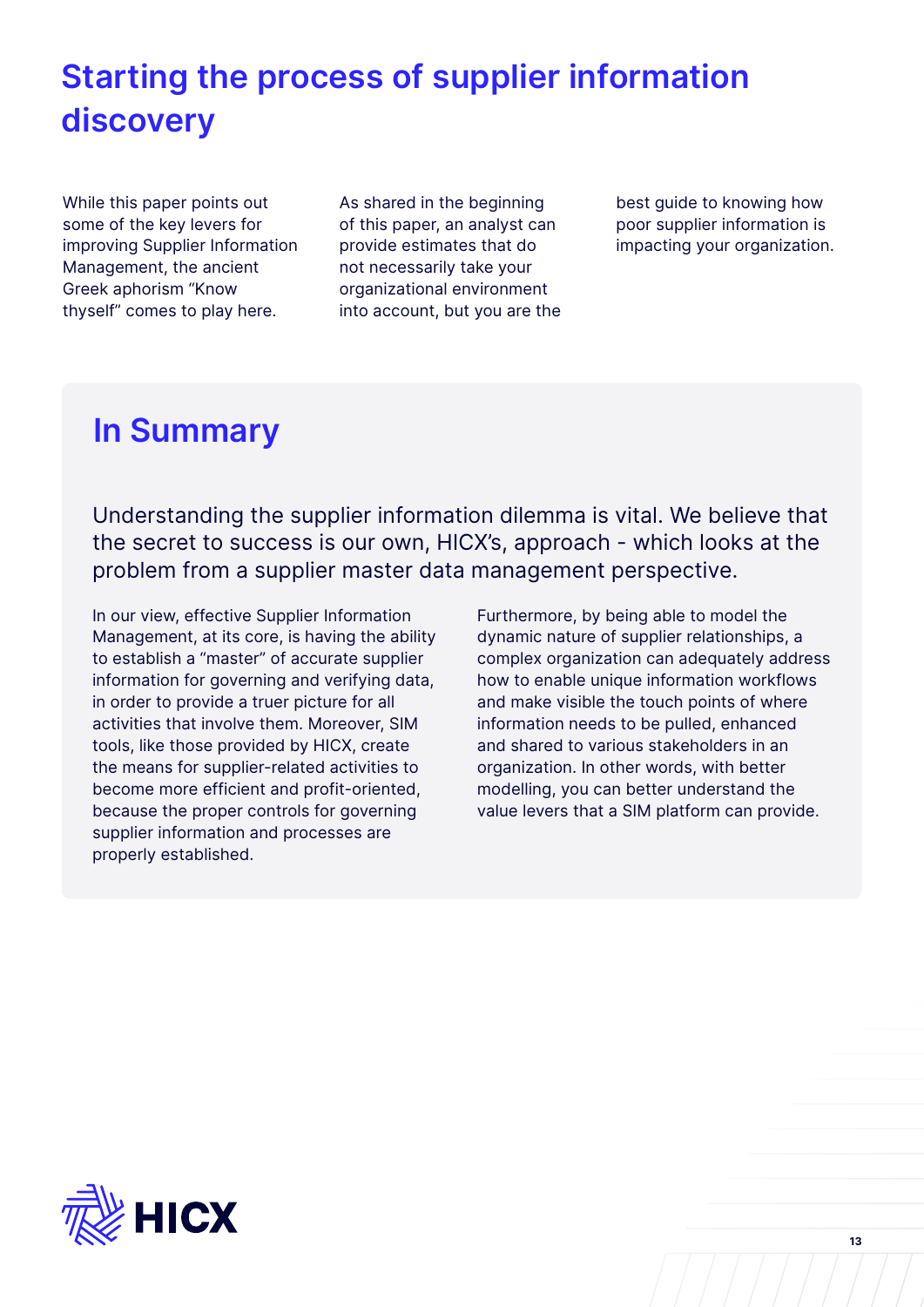# Starting the process of supplier information discovery

While this paper points out some of the key levers for improving Supplier Information Management, the ancient Greek aphorism "Know thyself" comes to play here. As shared in the beginning of this paper, an analyst can provide estimates that do not necessarily take your organizational environment into account, but you are the best guide to knowing how poor supplier information is impacting your organization.

## In Summary

Understanding the supplier information dilemma is vital. We believe that the secret to success is our own, HICX's, approach - which looks at the problem from a supplier master data management perspective.

In our view, effective Supplier Information Management, at its core, is having the ability to establish a "master" of accurate supplier information for governing and verifying data, in order to provide a truer picture for all activities that involve them. Moreover, SIM tools, like those provided by HICX, create the means for supplier-related activities to become more efficient and profit-oriented, because the proper controls for governing supplier information and processes are properly established.

Furthermore, by being able to model the dynamic nature of supplier relationships, a complex organization can adequately address how to enable unique information workflows and make visible the touch points of where information needs to be pulled, enhanced and shared to various stakeholders in an organization. In other words, with better modelling, you can better understand the value levers that a SIM platform can provide.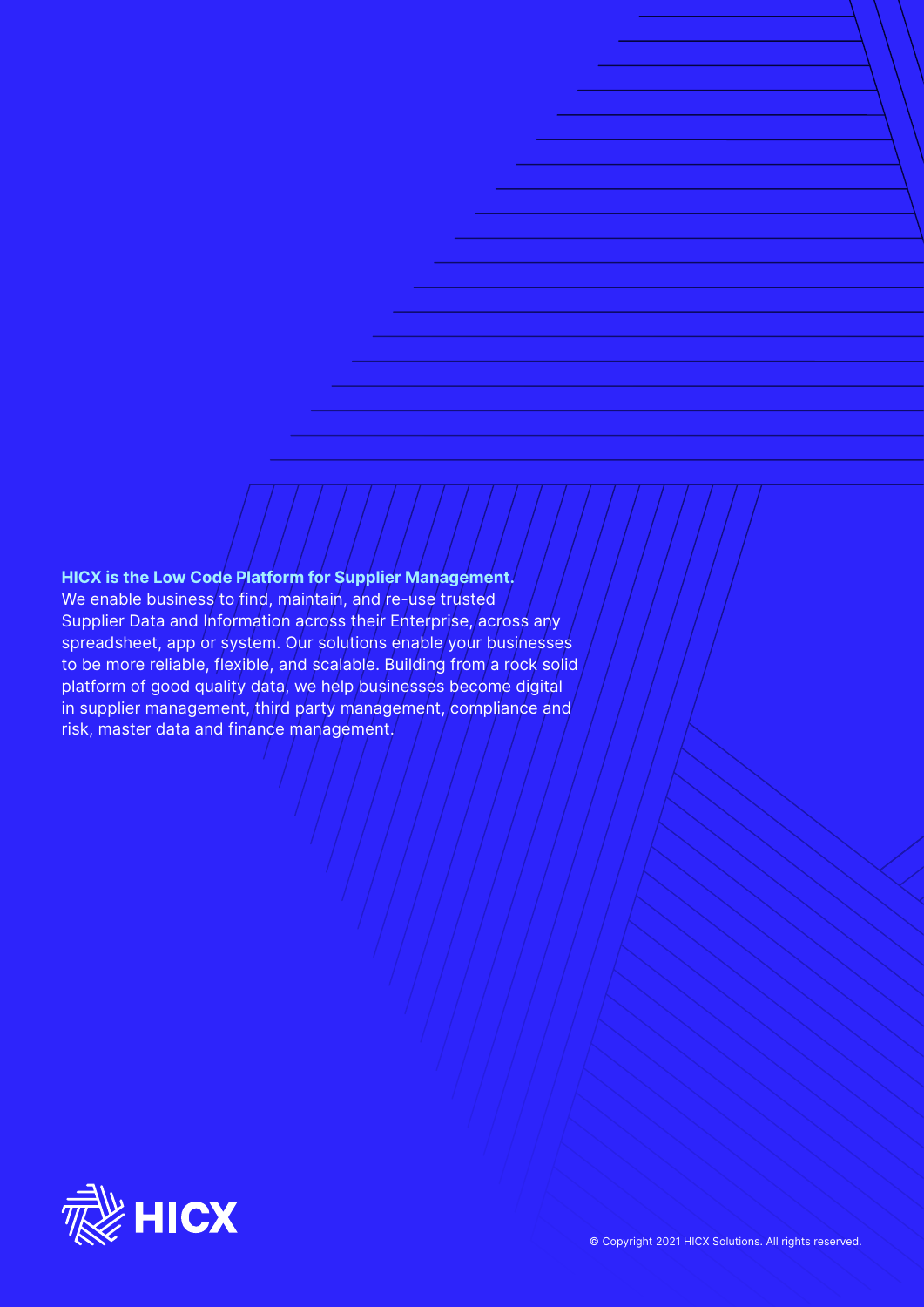**HICX is the Low Code Platform for Supplier Management.**
We enable business to find, maintain, and re-use trusted Supplier Data and Information across their Enterprise, across any spreadsheet, app or system. Our solutions enable your businesses to be more reliable, flexible, and scalable. Building from a rock solid platform of good quality data, we help businesses become digital in supplier management, third party management, compliance and risk, master data and finance management.

HICX

© Copyright 2021 HICX Solutions. All rights reserved.